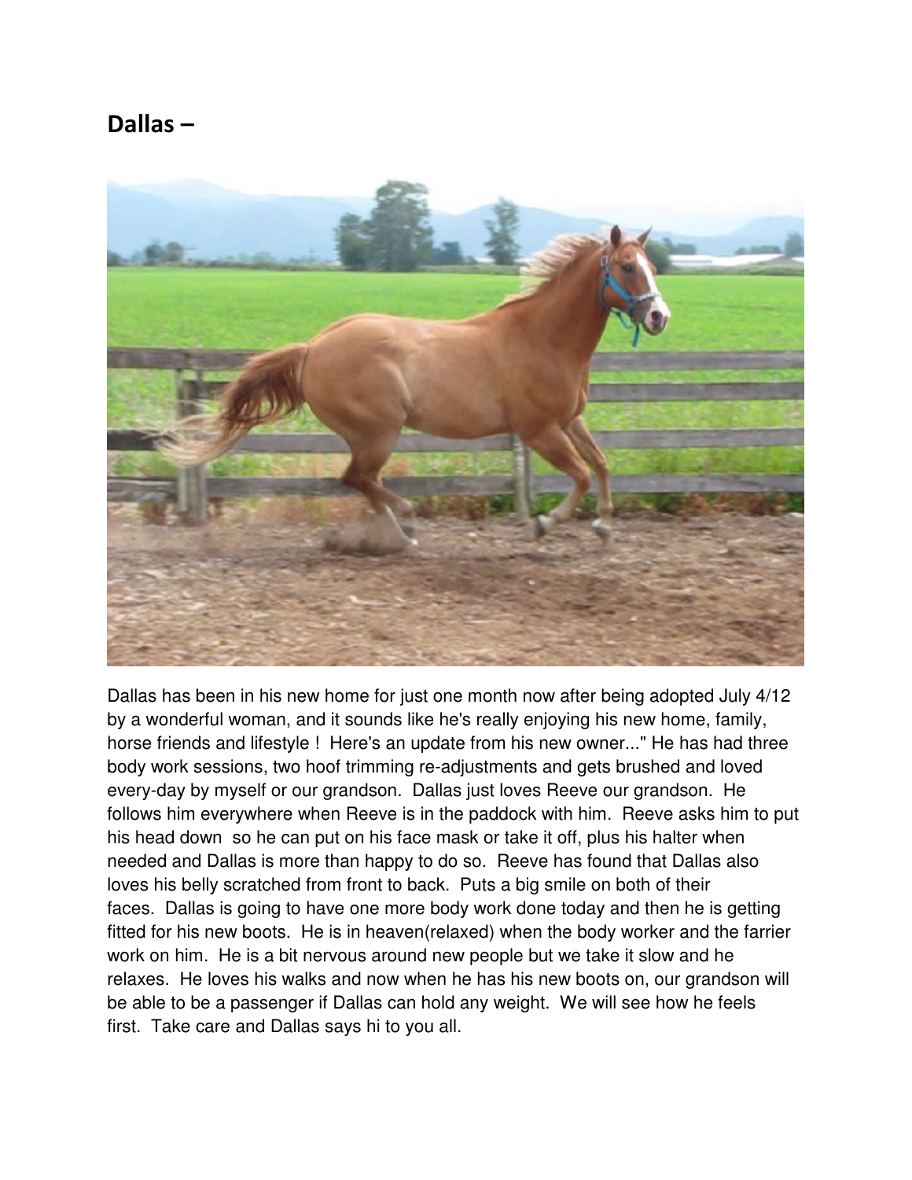## Dallas –

Dallas has been in his new home for just one month now after being adopted July 4/12 by a wonderful woman, and it sounds like he's really enjoying his new home, family, horse friends and lifestyle ! Here's an update from his new owner..." He has had three body work sessions, two hoof trimming re-adjustments and gets brushed and loved every-day by myself or our grandson. Dallas just loves Reeve our grandson. He follows him everywhere when Reeve is in the paddock with him. Reeve asks him to put his head down so he can put on his face mask or take it off, plus his halter when needed and Dallas is more than happy to do so. Reeve has found that Dallas also loves his belly scratched from front to back. Puts a big smile on both of their faces. Dallas is going to have one more body work done today and then he is getting fitted for his new boots. He is in heaven(relaxed) when the body worker and the farrier work on him. He is a bit nervous around new people but we take it slow and he relaxes. He loves his walks and now when he has his new boots on, our grandson will be able to be a passenger if Dallas can hold any weight. We will see how he feels first. Take care and Dallas says hi to you all.